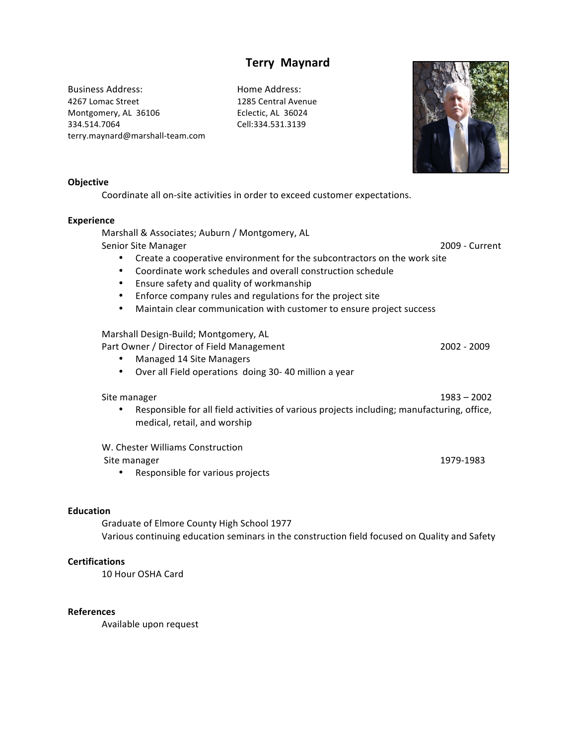# Terry Maynard

Business Address:
4267 Lomac Street
Montgomery, AL 36106
334.514.7064
terry.maynard@marshall-team.com

Home Address:
1285 Central Avenue
Eclectic, AL 36024
Cell:334.531.3139

**Objective**

Coordinate all on-site activities in order to exceed customer expectations.

**Experience**

Marshall & Associates; Auburn / Montgomery, AL
Senior Site Manager — 2009 - Current

- Create a cooperative environment for the subcontractors on the work site
- Coordinate work schedules and overall construction schedule
- Ensure safety and quality of workmanship
- Enforce company rules and regulations for the project site
- Maintain clear communication with customer to ensure project success

Marshall Design-Build; Montgomery, AL
Part Owner / Director of Field Management — 2002 - 2009

- Managed 14 Site Managers
- Over all Field operations doing 30- 40 million a year

Site manager — 1983 – 2002

- Responsible for all field activities of various projects including; manufacturing, office, medical, retail, and worship

W. Chester Williams Construction
Site manager — 1979-1983

- Responsible for various projects

**Education**

Graduate of Elmore County High School 1977
Various continuing education seminars in the construction field focused on Quality and Safety

**Certifications**

10 Hour OSHA Card

**References**

Available upon request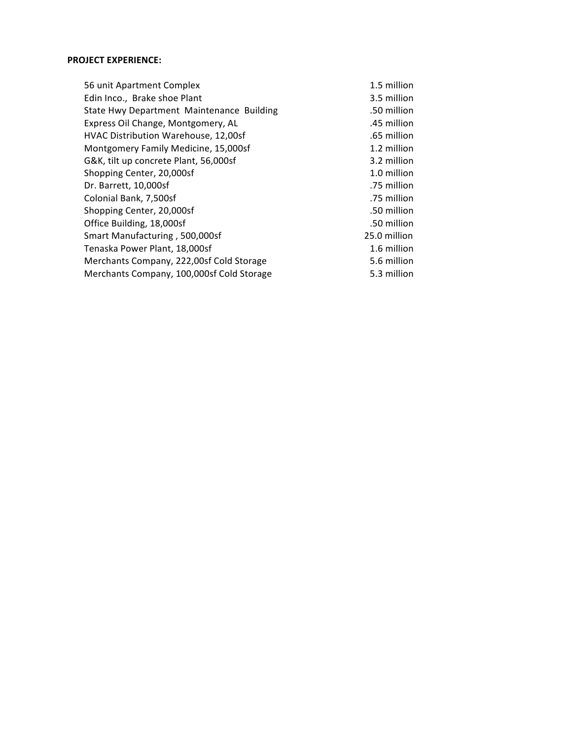**PROJECT EXPERIENCE:**

| | |
|---|---|
| 56 unit Apartment Complex | 1.5 million |
| Edin Inco., Brake shoe Plant | 3.5 million |
| State Hwy Department Maintenance Building | .50 million |
| Express Oil Change, Montgomery, AL | .45 million |
| HVAC Distribution Warehouse, 12,00sf | .65 million |
| Montgomery Family Medicine, 15,000sf | 1.2 million |
| G&K, tilt up concrete Plant, 56,000sf | 3.2 million |
| Shopping Center, 20,000sf | 1.0 million |
| Dr. Barrett, 10,000sf | .75 million |
| Colonial Bank, 7,500sf | .75 million |
| Shopping Center, 20,000sf | .50 million |
| Office Building, 18,000sf | .50 million |
| Smart Manufacturing , 500,000sf | 25.0 million |
| Tenaska Power Plant, 18,000sf | 1.6 million |
| Merchants Company, 222,00sf Cold Storage | 5.6 million |
| Merchants Company, 100,000sf Cold Storage | 5.3 million |